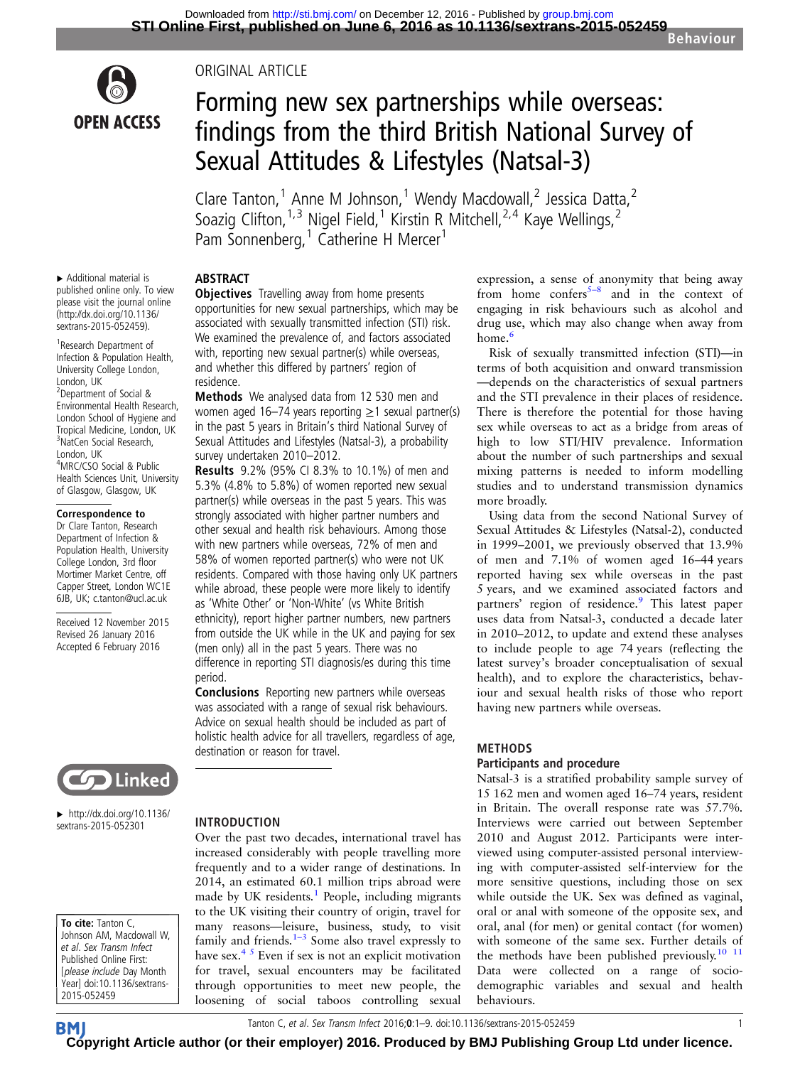ORIGINAL ARTICLE

# Forming new sex partnerships while overseas: findings from the third British National Survey of Sexual Attitudes & Lifestyles (Natsal-3)

Clare Tanton,[1] Anne M Johnson,[1] Wendy Macdowall,[2] Jessica Datta,[2] Soazig Clifton,[1,3] Nigel Field,[1] Kirstin R Mitchell,[2,4] Kaye Wellings,[2] Pam Sonnenberg,[1] Catherine H Mercer[1]

▸ Additional material is published online only. To view please visit the journal online (http://dx.doi.org/10.1136/sextrans-2015-052459).

[1]Research Department of Infection & Population Health, University College London, London, UK
[2]Department of Social & Environmental Health Research, London School of Hygiene and Tropical Medicine, London, UK
[3]NatCen Social Research, London, UK
[4]MRC/CSO Social & Public Health Sciences Unit, University of Glasgow, Glasgow, UK

**Correspondence to**
Dr Clare Tanton, Research Department of Infection & Population Health, University College London, 3rd floor Mortimer Market Centre, off Capper Street, London WC1E 6JB, UK; c.tanton@ucl.ac.uk

Received 12 November 2015
Revised 26 January 2016
Accepted 6 February 2016

▸ http://dx.doi.org/10.1136/sextrans-2015-052301

**To cite:** Tanton C, Johnson AM, Macdowall W, et al. Sex Transm Infect Published Online First: [please include Day Month Year] doi:10.1136/sextrans-2015-052459

## ABSTRACT

**Objectives** Travelling away from home presents opportunities for new sexual partnerships, which may be associated with sexually transmitted infection (STI) risk. We examined the prevalence of, and factors associated with, reporting new sexual partner(s) while overseas, and whether this differed by partners' region of residence.

**Methods** We analysed data from 12 530 men and women aged 16–74 years reporting ≥1 sexual partner(s) in the past 5 years in Britain's third National Survey of Sexual Attitudes and Lifestyles (Natsal-3), a probability survey undertaken 2010–2012.

**Results** 9.2% (95% CI 8.3% to 10.1%) of men and 5.3% (4.8% to 5.8%) of women reported new sexual partner(s) while overseas in the past 5 years. This was strongly associated with higher partner numbers and other sexual and health risk behaviours. Among those with new partners while overseas, 72% of men and 58% of women reported partner(s) who were not UK residents. Compared with those having only UK partners while abroad, these people were more likely to identify as 'White Other' or 'Non-White' (vs White British ethnicity), report higher partner numbers, new partners from outside the UK while in the UK and paying for sex (men only) all in the past 5 years. There was no difference in reporting STI diagnosis/es during this time period.

**Conclusions** Reporting new partners while overseas was associated with a range of sexual risk behaviours. Advice on sexual health should be included as part of holistic health advice for all travellers, regardless of age, destination or reason for travel.

## INTRODUCTION

Over the past two decades, international travel has increased considerably with people travelling more frequently and to a wider range of destinations. In 2014, an estimated 60.1 million trips abroad were made by UK residents.[1] People, including migrants to the UK visiting their country of origin, travel for many reasons—leisure, business, study, to visit family and friends.[1–3] Some also travel expressly to have sex.[4 5] Even if sex is not an explicit motivation for travel, sexual encounters may be facilitated through opportunities to meet new people, the loosening of social taboos controlling sexual expression, a sense of anonymity that being away from home confers[5–8] and in the context of engaging in risk behaviours such as alcohol and drug use, which may also change when away from home.[6]

Risk of sexually transmitted infection (STI)—in terms of both acquisition and onward transmission—depends on the characteristics of sexual partners and the STI prevalence in their places of residence. There is therefore the potential for those having sex while overseas to act as a bridge from areas of high to low STI/HIV prevalence. Information about the number of such partnerships and sexual mixing patterns is needed to inform modelling studies and to understand transmission dynamics more broadly.

Using data from the second National Survey of Sexual Attitudes & Lifestyles (Natsal-2), conducted in 1999–2001, we previously observed that 13.9% of men and 7.1% of women aged 16–44 years reported having sex while overseas in the past 5 years, and we examined associated factors and partners' region of residence.[9] This latest paper uses data from Natsal-3, conducted a decade later in 2010–2012, to update and extend these analyses to include people to age 74 years (reflecting the latest survey's broader conceptualisation of sexual health), and to explore the characteristics, behaviour and sexual health risks of those who report having new partners while overseas.

## METHODS

### Participants and procedure

Natsal-3 is a stratified probability sample survey of 15 162 men and women aged 16–74 years, resident in Britain. The overall response rate was 57.7%. Interviews were carried out between September 2010 and August 2012. Participants were interviewed using computer-assisted personal interviewing with computer-assisted self-interview for the more sensitive questions, including those on sex while outside the UK. Sex was defined as vaginal, oral or anal with someone of the opposite sex, and oral, anal (for men) or genital contact (for women) with someone of the same sex. Further details of the methods have been published previously.[10 11] Data were collected on a range of sociodemographic variables and sexual and health behaviours.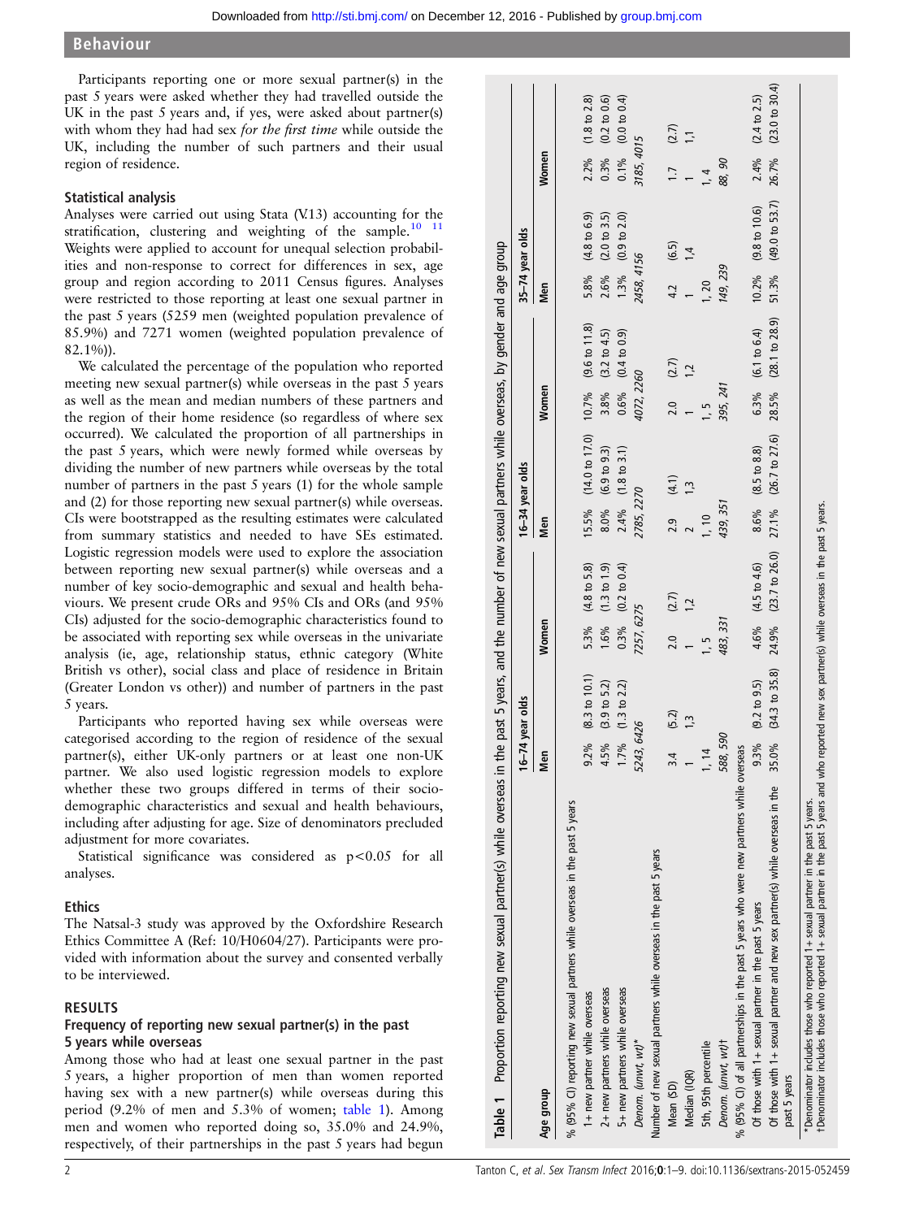Participants reporting one or more sexual partner(s) in the past 5 years were asked whether they had travelled outside the UK in the past 5 years and, if yes, were asked about partner(s) with whom they had had sex *for the first time* while outside the UK, including the number of such partners and their usual region of residence.

### Statistical analysis

Analyses were carried out using Stata (V.13) accounting for the stratification, clustering and weighting of the sample.[10 11] Weights were applied to account for unequal selection probabilities and non-response to correct for differences in sex, age group and region according to 2011 Census figures. Analyses were restricted to those reporting at least one sexual partner in the past 5 years (5259 men (weighted population prevalence of 85.9%) and 7271 women (weighted population prevalence of 82.1%)).

We calculated the percentage of the population who reported meeting new sexual partner(s) while overseas in the past 5 years as well as the mean and median numbers of these partners and the region of their home residence (so regardless of where sex occurred). We calculated the proportion of all partnerships in the past 5 years, which were newly formed while overseas by dividing the number of new partners while overseas by the total number of partners in the past 5 years (1) for the whole sample and (2) for those reporting new sexual partner(s) while overseas. CIs were bootstrapped as the resulting estimates were calculated from summary statistics and needed to have SEs estimated. Logistic regression models were used to explore the association between reporting new sexual partner(s) while overseas and a number of key socio-demographic and sexual and health behaviours. We present crude ORs and 95% CIs and ORs (and 95% CIs) adjusted for the socio-demographic characteristics found to be associated with reporting sex while overseas in the univariate analysis (ie, age, relationship status, ethnic category (White British vs other), social class and place of residence in Britain (Greater London vs other)) and number of partners in the past 5 years.

Participants who reported having sex while overseas were categorised according to the region of residence of the sexual partner(s), either UK-only partners or at least one non-UK partner. We also used logistic regression models to explore whether these two groups differed in terms of their socio-demographic characteristics and sexual and health behaviours, including after adjusting for age. Size of denominators precluded adjustment for more covariates.

Statistical significance was considered as $p<0.05$ for all analyses.

### Ethics

The Natsal-3 study was approved by the Oxfordshire Research Ethics Committee A (Ref: 10/H0604/27). Participants were provided with information about the survey and consented verbally to be interviewed.

## RESULTS

### Frequency of reporting new sexual partner(s) in the past 5 years while overseas

Among those who had at least one sexual partner in the past 5 years, a higher proportion of men than women reported having sex with a new partner(s) while overseas during this period (9.2% of men and 5.3% of women; table 1). Among men and women who reported doing so, 35.0% and 24.9%, respectively, of their partnerships in the past 5 years had begun

**Table 1** Proportion reporting new sexual partner(s) while overseas in the past 5 years, and the number of new sexual partners while overseas, by gender and age group

| Age group | 16–74 year olds | | | | 16–34 year olds | | | | 35–74 year olds | | | |
|---|---|---|---|---|---|---|---|---|---|---|---|---|
| | Men | | Women | | Men | | Women | | Men | | Women | |
| % (95% CI) reporting new sexual partners while overseas in the past 5 years | | | | | | | | | | | | |
| 1+ new partner while overseas | 9.2% | (8.3 to 10.1) | 5.3% | (4.8 to 5.8) | 15.5% | (14.0 to 17.0) | 10.7% | (9.6 to 11.8) | 5.8% | (4.8 to 6.9) | 2.2% | (1.8 to 2.8) |
| 2+ new partners while overseas | 4.5% | (3.9 to 5.2) | 1.6% | (1.3 to 1.9) | 8.0% | (6.9 to 9.3) | 3.8% | (3.2 to 4.5) | 2.6% | (2.0 to 3.5) | 0.3% | (0.2 to 0.6) |
| 5+ new partners while overseas | 1.7% | (1.3 to 2.2) | 0.3% | (0.2 to 0.4) | 2.4% | (1.8 to 3.1) | 0.6% | (0.4 to 0.9) | 1.3% | (0.9 to 2.0) | 0.1% | (0.0 to 0.4) |
| Denom. (unwt, wt)* | 5243, 6426 | | 7257, 6275 | | 2785, 2270 | | 4072, 2260 | | 2458, 4156 | | 3185, 4015 | |
| Number of new sexual partners while overseas in the past 5 years | | | | | | | | | | | | |
| Mean (SD) | 3.4 | (5.2) | 2.0 | (2.7) | 2.9 | (4.1) | 2.0 | (2.7) | 4.2 | (6.5) | 1.7 | (2.7) |
| Median (IQR) | 1 | 1,3 | 1 | 1,2 | 2 | 1,3 | 1 | 1,2 | 1 | 1,4 | 1 | 1,1 |
| 5th, 95th percentile | 1, 14 | | 1, 5 | | 1, 10 | | 1, 5 | | 1, 20 | | 1, 4 | |
| Denom. (unwt, wt)† | 588, 590 | | 483, 331 | | 439, 351 | | 395, 241 | | 149, 239 | | 88, 90 | |
| % (95% CI) of all partnerships in the past 5 years who were new partners while overseas | | | | | | | | | | | | |
| Of those with 1+ sexual partner in the past 5 years | 9.3% | (9.2 to 9.5) | 4.6% | (4.5 to 4.6) | 8.6% | (8.5 to 8.8) | 6.3% | (6.1 to 6.4) | 10.2% | (9.8 to 10.6) | 2.4% | (2.4 to 2.5) |
| Of those with 1+ sexual partner and new sex partner(s) while overseas in the past 5 years | 35.0% | (34.3 to 35.8) | 24.9% | (23.7 to 26.0) | 27.1% | (26.7 to 27.6) | 28.5% | (28.1 to 28.9) | 51.3% | (49.0 to 53.7) | 26.7% | (23.0 to 30.4) |

*Denominator includes those who reported 1+ sexual partner in the past 5 years.
†Denominator includes those who reported 1+ sexual partner in the past 5 years and who reported new sex partner(s) while overseas in the past 5 years.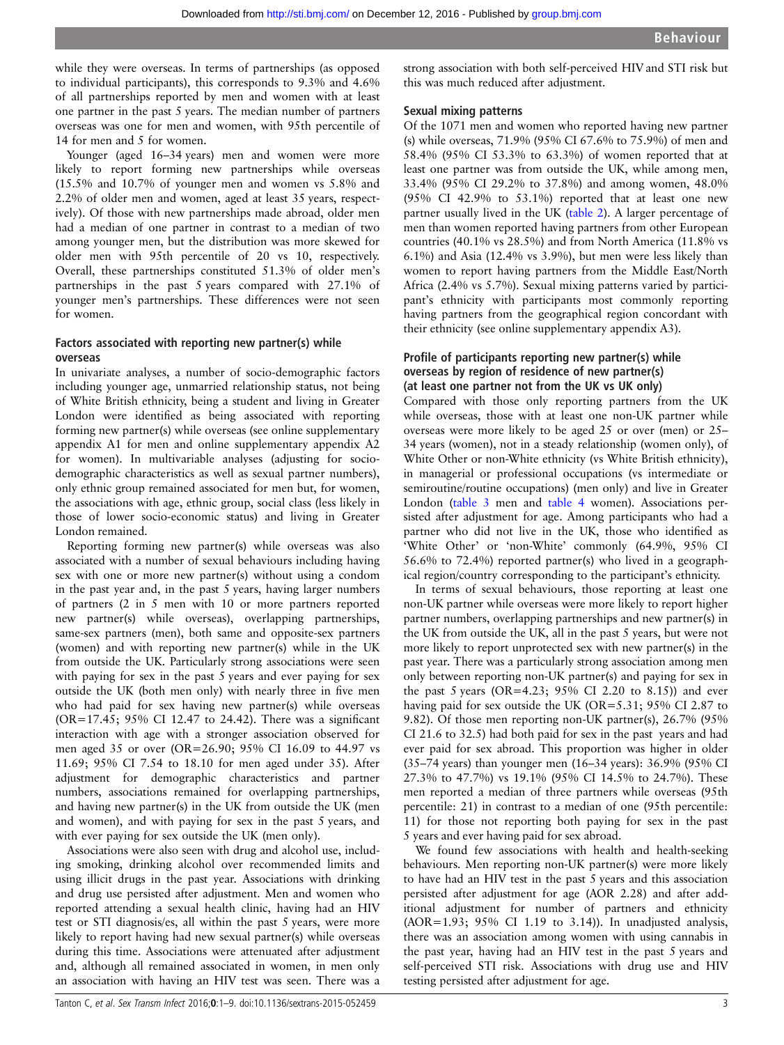while they were overseas. In terms of partnerships (as opposed to individual participants), this corresponds to 9.3% and 4.6% of all partnerships reported by men and women with at least one partner in the past 5 years. The median number of partners overseas was one for men and women, with 95th percentile of 14 for men and 5 for women.

Younger (aged 16–34 years) men and women were more likely to report forming new partnerships while overseas (15.5% and 10.7% of younger men and women vs 5.8% and 2.2% of older men and women, aged at least 35 years, respectively). Of those with new partnerships made abroad, older men had a median of one partner in contrast to a median of two among younger men, but the distribution was more skewed for older men with 95th percentile of 20 vs 10, respectively. Overall, these partnerships constituted 51.3% of older men's partnerships in the past 5 years compared with 27.1% of younger men's partnerships. These differences were not seen for women.

### Factors associated with reporting new partner(s) while overseas

In univariate analyses, a number of socio-demographic factors including younger age, unmarried relationship status, not being of White British ethnicity, being a student and living in Greater London were identified as being associated with reporting forming new partner(s) while overseas (see online supplementary appendix A1 for men and online supplementary appendix A2 for women). In multivariable analyses (adjusting for socio-demographic characteristics as well as sexual partner numbers), only ethnic group remained associated for men but, for women, the associations with age, ethnic group, social class (less likely in those of lower socio-economic status) and living in Greater London remained.

Reporting forming new partner(s) while overseas was also associated with a number of sexual behaviours including having sex with one or more new partner(s) without using a condom in the past year and, in the past 5 years, having larger numbers of partners (2 in 5 men with 10 or more partners reported new partner(s) while overseas), overlapping partnerships, same-sex partners (men), both same and opposite-sex partners (women) and with reporting new partner(s) while in the UK from outside the UK. Particularly strong associations were seen with paying for sex in the past 5 years and ever paying for sex outside the UK (both men only) with nearly three in five men who had paid for sex having new partner(s) while overseas (OR=17.45; 95% CI 12.47 to 24.42). There was a significant interaction with age with a stronger association observed for men aged 35 or over (OR=26.90; 95% CI 16.09 to 44.97 vs 11.69; 95% CI 7.54 to 18.10 for men aged under 35). After adjustment for demographic characteristics and partner numbers, associations remained for overlapping partnerships, and having new partner(s) in the UK from outside the UK (men and women), and with paying for sex in the past 5 years, and with ever paying for sex outside the UK (men only).

Associations were also seen with drug and alcohol use, including smoking, drinking alcohol over recommended limits and using illicit drugs in the past year. Associations with drinking and drug use persisted after adjustment. Men and women who reported attending a sexual health clinic, having had an HIV test or STI diagnosis/es, all within the past 5 years, were more likely to report having had new sexual partner(s) while overseas during this time. Associations were attenuated after adjustment and, although all remained associated in women, in men only an association with having an HIV test was seen. There was a strong association with both self-perceived HIV and STI risk but this was much reduced after adjustment.

### Sexual mixing patterns

Of the 1071 men and women who reported having new partner(s) while overseas, 71.9% (95% CI 67.6% to 75.9%) of men and 58.4% (95% CI 53.3% to 63.3%) of women reported that at least one partner was from outside the UK, while among men, 33.4% (95% CI 29.2% to 37.8%) and among women, 48.0% (95% CI 42.9% to 53.1%) reported that at least one new partner usually lived in the UK (table 2). A larger percentage of men than women reported having partners from other European countries (40.1% vs 28.5%) and from North America (11.8% vs 6.1%) and Asia (12.4% vs 3.9%), but men were less likely than women to report having partners from the Middle East/North Africa (2.4% vs 5.7%). Sexual mixing patterns varied by participant's ethnicity with participants most commonly reporting having partners from the geographical region concordant with their ethnicity (see online supplementary appendix A3).

### Profile of participants reporting new partner(s) while overseas by region of residence of new partner(s) (at least one partner not from the UK vs UK only)

Compared with those only reporting partners from the UK while overseas, those with at least one non-UK partner were more likely to be aged 25 or over (men) or 25–34 years (women), not in a steady relationship (women only), of White Other or non-White ethnicity (vs White British ethnicity), in managerial or professional occupations (vs intermediate or semiroutine/routine occupations) (men only) and live in Greater London (table 3 men and table 4 women). Associations persisted after adjustment for age. Among participants who had a partner who did not live in the UK, those who identified as 'White Other' or 'non-White' commonly (64.9%, 95% CI 56.6% to 72.4%) reported partner(s) who lived in a geographical region/country corresponding to the participant's ethnicity.

In terms of sexual behaviours, those reporting at least one non-UK partner while overseas were more likely to report higher partner numbers, overlapping partnerships and new partner(s) in the UK from outside the UK, all in the past 5 years, but were not more likely to report unprotected sex with new partner(s) in the past year. There was a particularly strong association among men only between reporting non-UK partner(s) and paying for sex in the past 5 years (OR=4.23; 95% CI 2.20 to 8.15)) and ever having paid for sex outside the UK (OR=5.31; 95% CI 2.87 to 9.82). Of those men reporting non-UK partner(s), 26.7% (95% CI 21.6 to 32.5) had both paid for sex in the past years and had ever paid for sex abroad. This proportion was higher in older (35–74 years) than younger men (16–34 years): 36.9% (95% CI 27.3% to 47.7%) vs 19.1% (95% CI 14.5% to 24.7%). These men reported a median of three partners while overseas (95th percentile: 21) in contrast to a median of one (95th percentile: 11) for those not reporting both paying for sex in the past 5 years and ever having paid for sex abroad.

We found few associations with health and health-seeking behaviours. Men reporting non-UK partner(s) were more likely to have had an HIV test in the past 5 years and this association persisted after adjustment for age (AOR 2.28) and after additional adjustment for number of partners and ethnicity (AOR=1.93; 95% CI 1.19 to 3.14)). In unadjusted analysis, there was an association among women with using cannabis in the past year, having had an HIV test in the past 5 years and self-perceived STI risk. Associations with drug use and HIV testing persisted after adjustment for age.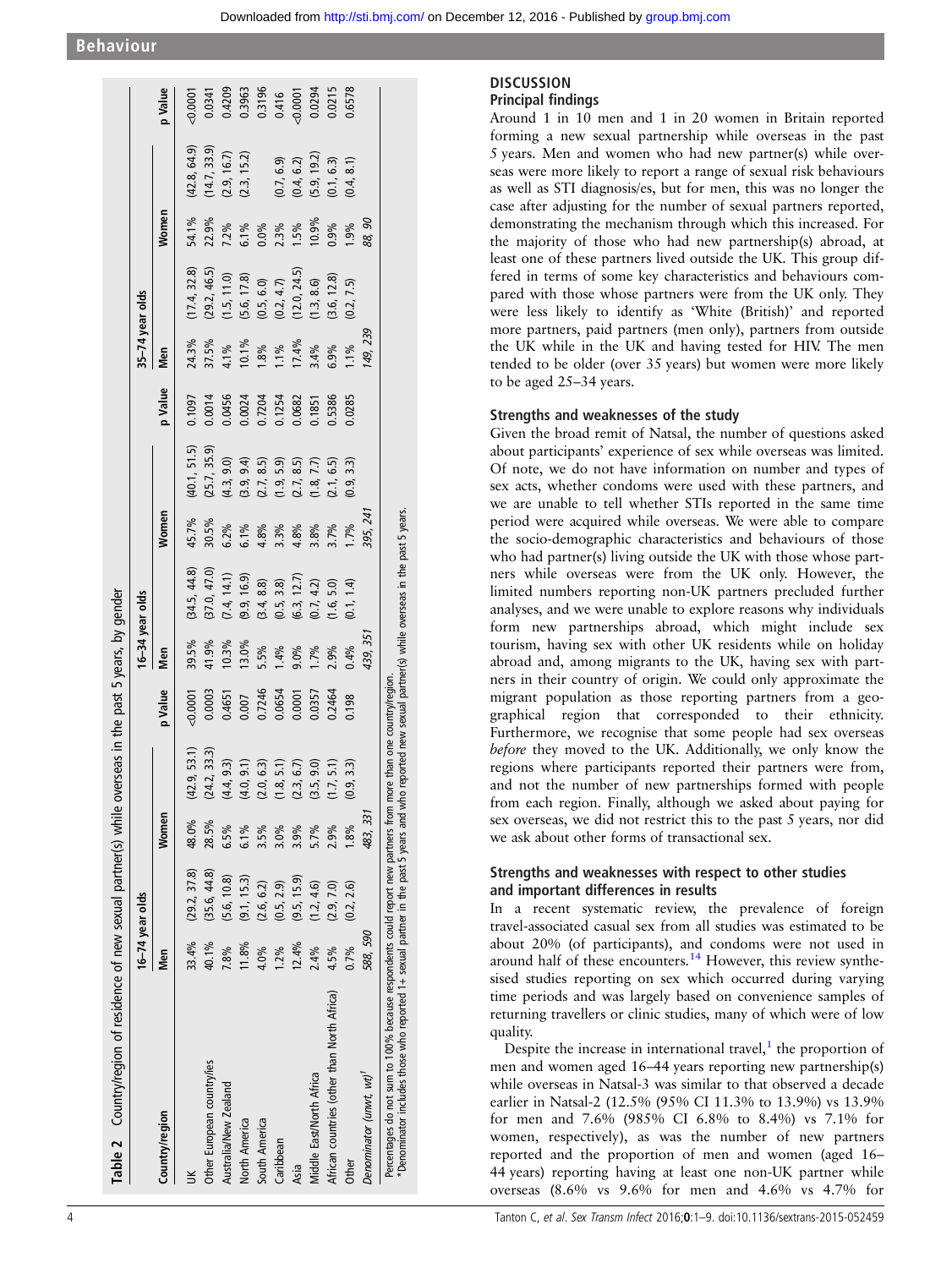**Table 2** Country/region of residence of new sexual partner(s) while overseas in the past 5 years, by gender

| Country/region | 16–74 year olds | | | | | 16–34 year olds | | | | | 35–74 year olds | | | | |
|---|---|---|---|---|---|---|---|---|---|---|---|---|---|---|---|
| | Men | | Women | | p Value | Men | | Women | | p Value | Men | | Women | | p Value |
| UK | 33.4% | (29.2, 37.8) | 48.0% | (42.9, 53.1) | <0.0001 | 39.5% | (34.5, 44.8) | 45.7% | (40.1, 51.5) | 0.1097 | 24.3% | (17.4, 32.8) | 54.1% | (42.8, 64.9) | <0.0001 |
| Other European country/ies | 40.1% | (35.6, 44.8) | 28.5% | (24.2, 33.3) | 0.0003 | 41.9% | (37.0, 47.0) | 30.5% | (25.7, 35.9) | 0.0014 | 37.5% | (29.2, 46.5) | 22.9% | (14.7, 33.9) | 0.0341 |
| Australia/New Zealand | 7.8% | (5.6, 10.8) | 6.5% | (4.4, 9.3) | 0.4651 | 10.3% | (7.4, 14.1) | 6.2% | (4.3, 9.0) | 0.0456 | 4.1% | (1.5, 11.0) | 7.2% | (2.9, 16.7) | 0.4209 |
| North America | 11.8% | (9.1, 15.3) | 6.1% | (4.0, 9.1) | 0.007 | 13.0% | (9.9, 16.9) | 6.1% | (3.9, 9.4) | 0.0024 | 10.1% | (5.6, 17.8) | 6.1% | (2.3, 15.2) | 0.3963 |
| South America | 4.0% | (2.6, 6.2) | 3.5% | (2.0, 6.3) | 0.7246 | 5.5% | (3.4, 8.8) | 4.8% | (2.7, 8.5) | 0.7204 | 1.8% | (0.5, 6.0) | 0.0% | | 0.3196 |
| Caribbean | 1.2% | (0.5, 2.9) | 3.0% | (1.8, 5.1) | 0.0654 | 1.4% | (0.5, 3.8) | 3.3% | (1.9, 5.9) | 0.1254 | 1.1% | (0.2, 4.7) | 2.3% | (0.7, 6.9) | 0.416 |
| Asia | 12.4% | (9.5, 15.9) | 3.9% | (2.3, 6.7) | 0.0001 | 9.0% | (6.3, 12.7) | 4.8% | (2.7, 8.5) | 0.0682 | 17.4% | (12.0, 24.5) | 1.5% | (0.4, 6.2) | <0.0001 |
| Middle East/North Africa | 2.4% | (1.2, 4.6) | 5.7% | (3.5, 9.0) | 0.0357 | 1.7% | (0.7, 4.2) | 3.8% | (1.8, 7.7) | 0.1851 | 3.4% | (1.3, 8.6) | 10.9% | (5.9, 19.2) | 0.0294 |
| African countries (other than North Africa) | 4.5% | (2.9, 7.0) | 2.9% | (1.7, 5.1) | 0.2464 | 2.9% | (1.6, 5.0) | 3.7% | (2.1, 6.5) | 0.5386 | 6.9% | (3.6, 12.8) | 0.9% | (0.1, 6.3) | 0.0215 |
| Other | 0.7% | (0.2, 2.6) | 1.8% | (0.9, 3.3) | 0.198 | 0.4% | (0.1, 1.4) | 1.7% | (0.9, 3.3) | 0.0285 | 1.1% | (0.2, 7.5) | 1.9% | (0.4, 8.1) | 0.6578 |
| *Denominator (unwt, wt)** | *588, 590* | | *483, 331* | | | *439, 351* | | *395, 241* | | | *149, 239* | | *88, 90* | | |

Percentages do not sum to 100% because respondents could report new partners from more than one country/region.
*Denominator includes those who reported 1+ sexual partner in the past 5 years and who reported new sexual partner(s) while overseas in the past 5 years.

## DISCUSSION

### Principal findings

Around 1 in 10 men and 1 in 20 women in Britain reported forming a new sexual partnership while overseas in the past 5 years. Men and women who had new partner(s) while overseas were more likely to report a range of sexual risk behaviours as well as STI diagnosis/es, but for men, this was no longer the case after adjusting for the number of sexual partners reported, demonstrating the mechanism through which this increased. For the majority of those who had new partnership(s) abroad, at least one of these partners lived outside the UK. This group differed in terms of some key characteristics and behaviours compared with those whose partners were from the UK only. They were less likely to identify as 'White (British)' and reported more partners, paid partners (men only), partners from outside the UK while in the UK and having tested for HIV. The men tended to be older (over 35 years) but women were more likely to be aged 25–34 years.

### Strengths and weaknesses of the study

Given the broad remit of Natsal, the number of questions asked about participants' experience of sex while overseas was limited. Of note, we do not have information on number and types of sex acts, whether condoms were used with these partners, and we are unable to tell whether STIs reported in the same time period were acquired while overseas. We were able to compare the socio-demographic characteristics and behaviours of those who had partner(s) living outside the UK with those whose partners while overseas were from the UK only. However, the limited numbers reporting non-UK partners precluded further analyses, and we were unable to explore reasons why individuals form new partnerships abroad, which might include sex tourism, having sex with other UK residents while on holiday abroad and, among migrants to the UK, having sex with partners in their country of origin. We could only approximate the migrant population as those reporting partners from a geographical region that corresponded to their ethnicity. Furthermore, we recognise that some people had sex overseas *before* they moved to the UK. Additionally, we only know the regions where participants reported their partners were from, and not the number of new partnerships formed with people from each region. Finally, although we asked about paying for sex overseas, we did not restrict this to the past 5 years, nor did we ask about other forms of transactional sex.

### Strengths and weaknesses with respect to other studies and important differences in results

In a recent systematic review, the prevalence of foreign travel-associated casual sex from all studies was estimated to be about 20% (of participants), and condoms were not used in around half of these encounters.[14] However, this review synthesised studies reporting on sex which occurred during varying time periods and was largely based on convenience samples of returning travellers or clinic studies, many of which were of low quality.

Despite the increase in international travel,[1] the proportion of men and women aged 16–44 years reporting new partnership(s) while overseas in Natsal-3 was similar to that observed a decade earlier in Natsal-2 (12.5% (95% CI 11.3% to 13.9%) vs 13.9% for men and 7.6% (985% CI 6.8% to 8.4%) vs 7.1% for women, respectively), as was the number of new partners reported and the proportion of men and women (aged 16–44 years) reporting having at least one non-UK partner while overseas (8.6% vs 9.6% for men and 4.6% vs 4.7% for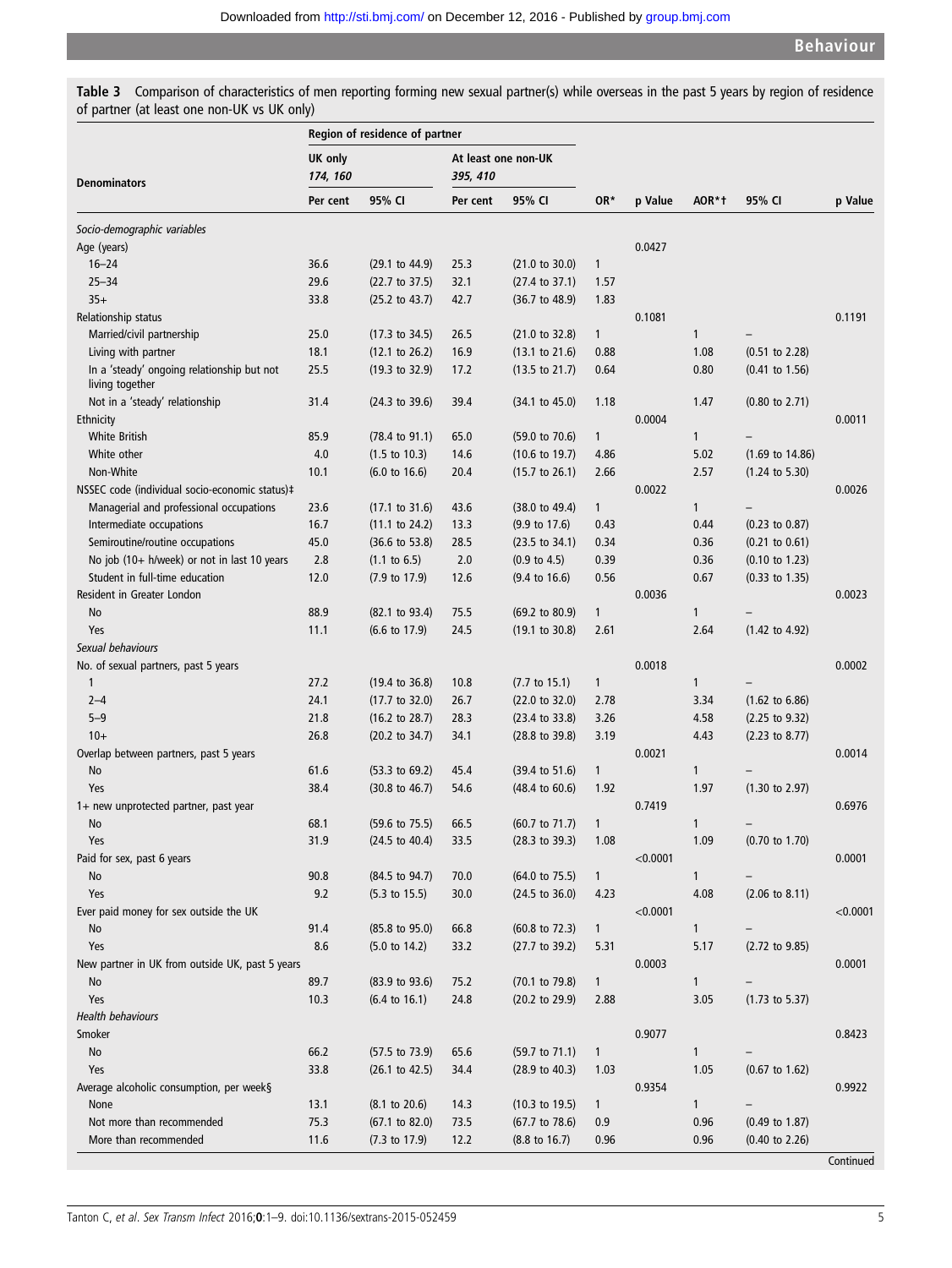**Table 3** Comparison of characteristics of men reporting forming new sexual partner(s) while overseas in the past 5 years by region of residence of partner (at least one non-UK vs UK only)

| Denominators | Region of residence of partner | | | | | | | | |
|---|---|---|---|---|---|---|---|---|---|
| | UK only 174, 160 | | At least one non-UK 395, 410 | | | | | | |
| | Per cent | 95% CI | Per cent | 95% CI | OR* | p Value | AOR*† | 95% CI | p Value |
| *Socio-demographic variables* | | | | | | | | | |
| Age (years) | | | | | | 0.0427 | | | |
| 16–24 | 36.6 | (29.1 to 44.9) | 25.3 | (21.0 to 30.0) | 1 | | | | |
| 25–34 | 29.6 | (22.7 to 37.5) | 32.1 | (27.4 to 37.1) | 1.57 | | | | |
| 35+ | 33.8 | (25.2 to 43.7) | 42.7 | (36.7 to 48.9) | 1.83 | | | | |
| Relationship status | | | | | | 0.1081 | | | 0.1191 |
| Married/civil partnership | 25.0 | (17.3 to 34.5) | 26.5 | (21.0 to 32.8) | 1 | | 1 | – | |
| Living with partner | 18.1 | (12.1 to 26.2) | 16.9 | (13.1 to 21.6) | 0.88 | | 1.08 | (0.51 to 2.28) | |
| In a 'steady' ongoing relationship but not living together | 25.5 | (19.3 to 32.9) | 17.2 | (13.5 to 21.7) | 0.64 | | 0.80 | (0.41 to 1.56) | |
| Not in a 'steady' relationship | 31.4 | (24.3 to 39.6) | 39.4 | (34.1 to 45.0) | 1.18 | | 1.47 | (0.80 to 2.71) | |
| Ethnicity | | | | | | 0.0004 | | | 0.0011 |
| White British | 85.9 | (78.4 to 91.1) | 65.0 | (59.0 to 70.6) | 1 | | 1 | – | |
| White other | 4.0 | (1.5 to 10.3) | 14.6 | (10.6 to 19.7) | 4.86 | | 5.02 | (1.69 to 14.86) | |
| Non-White | 10.1 | (6.0 to 16.6) | 20.4 | (15.7 to 26.1) | 2.66 | | 2.57 | (1.24 to 5.30) | |
| NSSEC code (individual socio-economic status)‡ | | | | | | 0.0022 | | | 0.0026 |
| Managerial and professional occupations | 23.6 | (17.1 to 31.6) | 43.6 | (38.0 to 49.4) | 1 | | 1 | – | |
| Intermediate occupations | 16.7 | (11.1 to 24.2) | 13.3 | (9.9 to 17.6) | 0.43 | | 0.44 | (0.23 to 0.87) | |
| Semiroutine/routine occupations | 45.0 | (36.6 to 53.8) | 28.5 | (23.5 to 34.1) | 0.34 | | 0.36 | (0.21 to 0.61) | |
| No job (10+ h/week) or not in last 10 years | 2.8 | (1.1 to 6.5) | 2.0 | (0.9 to 4.5) | 0.39 | | 0.36 | (0.10 to 1.23) | |
| Student in full-time education | 12.0 | (7.9 to 17.9) | 12.6 | (9.4 to 16.6) | 0.56 | | 0.67 | (0.33 to 1.35) | |
| Resident in Greater London | | | | | | 0.0036 | | | 0.0023 |
| No | 88.9 | (82.1 to 93.4) | 75.5 | (69.2 to 80.9) | 1 | | 1 | – | |
| Yes | 11.1 | (6.6 to 17.9) | 24.5 | (19.1 to 30.8) | 2.61 | | 2.64 | (1.42 to 4.92) | |
| *Sexual behaviours* | | | | | | | | | |
| No. of sexual partners, past 5 years | | | | | | 0.0018 | | | 0.0002 |
| 1 | 27.2 | (19.4 to 36.8) | 10.8 | (7.7 to 15.1) | 1 | | 1 | – | |
| 2–4 | 24.1 | (17.7 to 32.0) | 26.7 | (22.0 to 32.0) | 2.78 | | 3.34 | (1.62 to 6.86) | |
| 5–9 | 21.8 | (16.2 to 28.7) | 28.3 | (23.4 to 33.8) | 3.26 | | 4.58 | (2.25 to 9.32) | |
| 10+ | 26.8 | (20.2 to 34.7) | 34.1 | (28.8 to 39.8) | 3.19 | | 4.43 | (2.23 to 8.77) | |
| Overlap between partners, past 5 years | | | | | | 0.0021 | | | 0.0014 |
| No | 61.6 | (53.3 to 69.2) | 45.4 | (39.4 to 51.6) | 1 | | 1 | – | |
| Yes | 38.4 | (30.8 to 46.7) | 54.6 | (48.4 to 60.6) | 1.92 | | 1.97 | (1.30 to 2.97) | |
| 1+ new unprotected partner, past year | | | | | | 0.7419 | | | 0.6976 |
| No | 68.1 | (59.6 to 75.5) | 66.5 | (60.7 to 71.7) | 1 | | 1 | – | |
| Yes | 31.9 | (24.5 to 40.4) | 33.5 | (28.3 to 39.3) | 1.08 | | 1.09 | (0.70 to 1.70) | |
| Paid for sex, past 6 years | | | | | | <0.0001 | | | 0.0001 |
| No | 90.8 | (84.5 to 94.7) | 70.0 | (64.0 to 75.5) | 1 | | 1 | – | |
| Yes | 9.2 | (5.3 to 15.5) | 30.0 | (24.5 to 36.0) | 4.23 | | 4.08 | (2.06 to 8.11) | |
| Ever paid money for sex outside the UK | | | | | | <0.0001 | | | <0.0001 |
| No | 91.4 | (85.8 to 95.0) | 66.8 | (60.8 to 72.3) | 1 | | 1 | – | |
| Yes | 8.6 | (5.0 to 14.2) | 33.2 | (27.7 to 39.2) | 5.31 | | 5.17 | (2.72 to 9.85) | |
| New partner in UK from outside UK, past 5 years | | | | | | 0.0003 | | | 0.0001 |
| No | 89.7 | (83.9 to 93.6) | 75.2 | (70.1 to 79.8) | 1 | | 1 | – | |
| Yes | 10.3 | (6.4 to 16.1) | 24.8 | (20.2 to 29.9) | 2.88 | | 3.05 | (1.73 to 5.37) | |
| *Health behaviours* | | | | | | | | | |
| Smoker | | | | | | 0.9077 | | | 0.8423 |
| No | 66.2 | (57.5 to 73.9) | 65.6 | (59.7 to 71.1) | 1 | | 1 | – | |
| Yes | 33.8 | (26.1 to 42.5) | 34.4 | (28.9 to 40.3) | 1.03 | | 1.05 | (0.67 to 1.62) | |
| Average alcoholic consumption, per week§ | | | | | | 0.9354 | | | 0.9922 |
| None | 13.1 | (8.1 to 20.6) | 14.3 | (10.3 to 19.5) | 1 | | 1 | – | |
| Not more than recommended | 75.3 | (67.1 to 82.0) | 73.5 | (67.7 to 78.6) | 0.9 | | 0.96 | (0.49 to 1.87) | |
| More than recommended | 11.6 | (7.3 to 17.9) | 12.2 | (8.8 to 16.7) | 0.96 | | 0.96 | (0.40 to 2.26) | |

Continued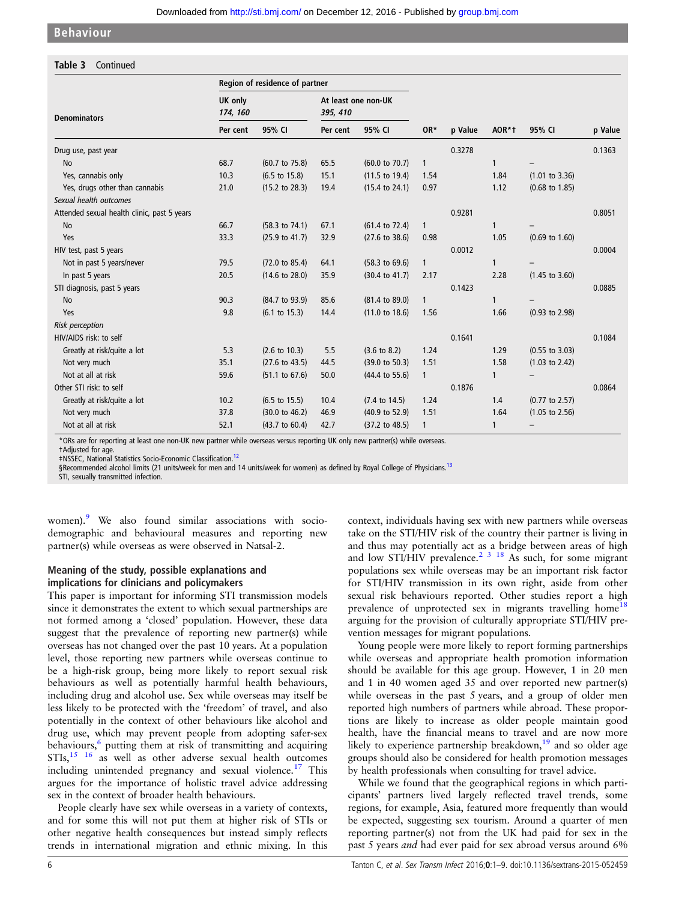**Table 3** Continued

| Denominators | Region of residence of partner | | | | | | | | |
|---|---|---|---|---|---|---|---|---|---|
| | UK only 174, 160 | | At least one non-UK 395, 410 | | | | | | |
| | Per cent | 95% CI | Per cent | 95% CI | OR* | p Value | AOR*† | 95% CI | p Value |
| Drug use, past year | | | | | | 0.3278 | | | 0.1363 |
| No | 68.7 | (60.7 to 75.8) | 65.5 | (60.0 to 70.7) | 1 | | 1 | – | |
| Yes, cannabis only | 10.3 | (6.5 to 15.8) | 15.1 | (11.5 to 19.4) | 1.54 | | 1.84 | (1.01 to 3.36) | |
| Yes, drugs other than cannabis | 21.0 | (15.2 to 28.3) | 19.4 | (15.4 to 24.1) | 0.97 | | 1.12 | (0.68 to 1.85) | |
| *Sexual health outcomes* | | | | | | | | | |
| Attended sexual health clinic, past 5 years | | | | | | 0.9281 | | | 0.8051 |
| No | 66.7 | (58.3 to 74.1) | 67.1 | (61.4 to 72.4) | 1 | | 1 | – | |
| Yes | 33.3 | (25.9 to 41.7) | 32.9 | (27.6 to 38.6) | 0.98 | | 1.05 | (0.69 to 1.60) | |
| HIV test, past 5 years | | | | | | 0.0012 | | | 0.0004 |
| Not in past 5 years/never | 79.5 | (72.0 to 85.4) | 64.1 | (58.3 to 69.6) | 1 | | 1 | – | |
| In past 5 years | 20.5 | (14.6 to 28.0) | 35.9 | (30.4 to 41.7) | 2.17 | | 2.28 | (1.45 to 3.60) | |
| STI diagnosis, past 5 years | | | | | | 0.1423 | | | 0.0885 |
| No | 90.3 | (84.7 to 93.9) | 85.6 | (81.4 to 89.0) | 1 | | 1 | – | |
| Yes | 9.8 | (6.1 to 15.3) | 14.4 | (11.0 to 18.6) | 1.56 | | 1.66 | (0.93 to 2.98) | |
| *Risk perception* | | | | | | | | | |
| HIV/AIDS risk: to self | | | | | | 0.1641 | | | 0.1084 |
| Greatly at risk/quite a lot | 5.3 | (2.6 to 10.3) | 5.5 | (3.6 to 8.2) | 1.24 | | 1.29 | (0.55 to 3.03) | |
| Not very much | 35.1 | (27.6 to 43.5) | 44.5 | (39.0 to 50.3) | 1.51 | | 1.58 | (1.03 to 2.42) | |
| Not at all at risk | 59.6 | (51.1 to 67.6) | 50.0 | (44.4 to 55.6) | 1 | | 1 | – | |
| Other STI risk: to self | | | | | | 0.1876 | | | 0.0864 |
| Greatly at risk/quite a lot | 10.2 | (6.5 to 15.5) | 10.4 | (7.4 to 14.5) | 1.24 | | 1.4 | (0.77 to 2.57) | |
| Not very much | 37.8 | (30.0 to 46.2) | 46.9 | (40.9 to 52.9) | 1.51 | | 1.64 | (1.05 to 2.56) | |
| Not at all at risk | 52.1 | (43.7 to 60.4) | 42.7 | (37.2 to 48.5) | 1 | | 1 | – | |

*ORs are for reporting at least one non-UK new partner while overseas versus reporting UK only new partner(s) while overseas.
†Adjusted for age.
‡NSSEC, National Statistics Socio-Economic Classification.[12]
§Recommended alcohol limits (21 units/week for men and 14 units/week for women) as defined by Royal College of Physicians.[13]
STI, sexually transmitted infection.

women).[9] We also found similar associations with sociodemographic and behavioural measures and reporting new partner(s) while overseas as were observed in Natsal-2.

### Meaning of the study, possible explanations and implications for clinicians and policymakers

This paper is important for informing STI transmission models since it demonstrates the extent to which sexual partnerships are not formed among a 'closed' population. However, these data suggest that the prevalence of reporting new partner(s) while overseas has not changed over the past 10 years. At a population level, those reporting new partners while overseas continue to be a high-risk group, being more likely to report sexual risk behaviours as well as potentially harmful health behaviours, including drug and alcohol use. Sex while overseas may itself be less likely to be protected with the 'freedom' of travel, and also potentially in the context of other behaviours like alcohol and drug use, which may prevent people from adopting safer-sex behaviours,[6] putting them at risk of transmitting and acquiring STIs,[15 16] as well as other adverse sexual health outcomes including unintended pregnancy and sexual violence.[17] This argues for the importance of holistic travel advice addressing sex in the context of broader health behaviours.

People clearly have sex while overseas in a variety of contexts, and for some this will not put them at higher risk of STIs or other negative health consequences but instead simply reflects trends in international migration and ethnic mixing. In this context, individuals having sex with new partners while overseas take on the STI/HIV risk of the country their partner is living in and thus may potentially act as a bridge between areas of high and low STI/HIV prevalence.[2 3 18] As such, for some migrant populations sex while overseas may be an important risk factor for STI/HIV transmission in its own right, aside from other sexual risk behaviours reported. Other studies report a high prevalence of unprotected sex in migrants travelling home[18] arguing for the provision of culturally appropriate STI/HIV prevention messages for migrant populations.

Young people were more likely to report forming partnerships while overseas and appropriate health promotion information should be available for this age group. However, 1 in 20 men and 1 in 40 women aged 35 and over reported new partner(s) while overseas in the past 5 years, and a group of older men reported high numbers of partners while abroad. These proportions are likely to increase as older people maintain good health, have the financial means to travel and are now more likely to experience partnership breakdown,[19] and so older age groups should also be considered for health promotion messages by health professionals when consulting for travel advice.

While we found that the geographical regions in which participants' partners lived largely reflected travel trends, some regions, for example, Asia, featured more frequently than would be expected, suggesting sex tourism. Around a quarter of men reporting partner(s) not from the UK had paid for sex in the past 5 years *and* had ever paid for sex abroad versus around 6%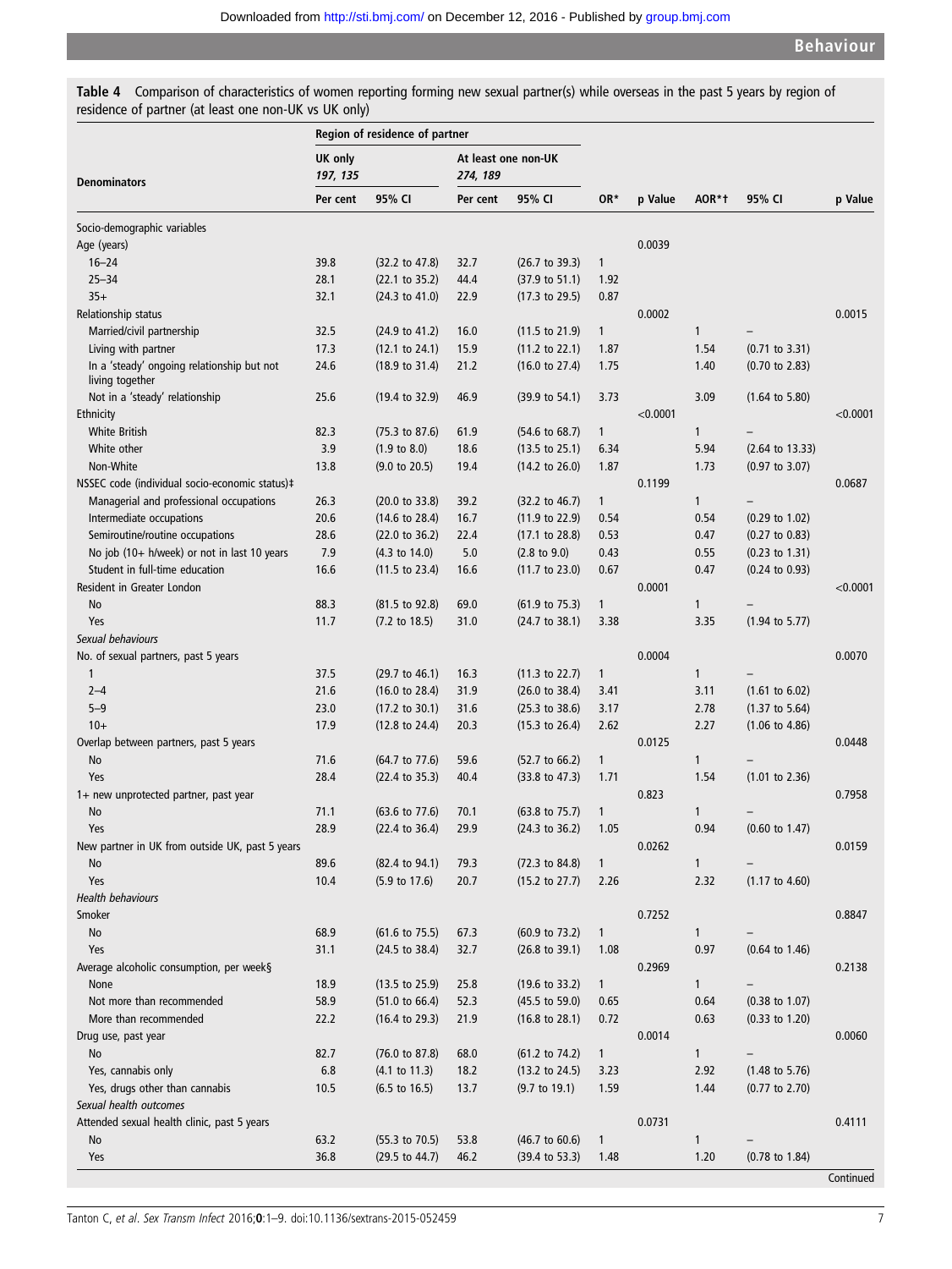**Table 4** Comparison of characteristics of women reporting forming new sexual partner(s) while overseas in the past 5 years by region of residence of partner (at least one non-UK vs UK only)

| | Region of residence of partner | | | | | | | | |
|---|---|---|---|---|---|---|---|---|---|
| | UK only *197, 135* | | At least one non-UK *274, 189* | | | | | | |
| **Denominators** | Per cent | 95% CI | Per cent | 95% CI | OR* | p Value | AOR*† | 95% CI | p Value |
| Socio-demographic variables | | | | | | | | | |
| Age (years) | | | | | | 0.0039 | | | |
| 16–24 | 39.8 | (32.2 to 47.8) | 32.7 | (26.7 to 39.3) | 1 | | | | |
| 25–34 | 28.1 | (22.1 to 35.2) | 44.4 | (37.9 to 51.1) | 1.92 | | | | |
| 35+ | 32.1 | (24.3 to 41.0) | 22.9 | (17.3 to 29.5) | 0.87 | | | | |
| Relationship status | | | | | | 0.0002 | | | 0.0015 |
| Married/civil partnership | 32.5 | (24.9 to 41.2) | 16.0 | (11.5 to 21.9) | 1 | | 1 | – | |
| Living with partner | 17.3 | (12.1 to 24.1) | 15.9 | (11.2 to 22.1) | 1.87 | | 1.54 | (0.71 to 3.31) | |
| In a 'steady' ongoing relationship but not living together | 24.6 | (18.9 to 31.4) | 21.2 | (16.0 to 27.4) | 1.75 | | 1.40 | (0.70 to 2.83) | |
| Not in a 'steady' relationship | 25.6 | (19.4 to 32.9) | 46.9 | (39.9 to 54.1) | 3.73 | | 3.09 | (1.64 to 5.80) | |
| Ethnicity | | | | | | <0.0001 | | | <0.0001 |
| White British | 82.3 | (75.3 to 87.6) | 61.9 | (54.6 to 68.7) | 1 | | 1 | – | |
| White other | 3.9 | (1.9 to 8.0) | 18.6 | (13.5 to 25.1) | 6.34 | | 5.94 | (2.64 to 13.33) | |
| Non-White | 13.8 | (9.0 to 20.5) | 19.4 | (14.2 to 26.0) | 1.87 | | 1.73 | (0.97 to 3.07) | |
| NSSEC code (individual socio-economic status)‡ | | | | | | 0.1199 | | | 0.0687 |
| Managerial and professional occupations | 26.3 | (20.0 to 33.8) | 39.2 | (32.2 to 46.7) | 1 | | 1 | – | |
| Intermediate occupations | 20.6 | (14.6 to 28.4) | 16.7 | (11.9 to 22.9) | 0.54 | | 0.54 | (0.29 to 1.02) | |
| Semiroutine/routine occupations | 28.6 | (22.0 to 36.2) | 22.4 | (17.1 to 28.8) | 0.53 | | 0.47 | (0.27 to 0.83) | |
| No job (10+ h/week) or not in last 10 years | 7.9 | (4.3 to 14.0) | 5.0 | (2.8 to 9.0) | 0.43 | | 0.55 | (0.23 to 1.31) | |
| Student in full-time education | 16.6 | (11.5 to 23.4) | 16.6 | (11.7 to 23.0) | 0.67 | | 0.47 | (0.24 to 0.93) | |
| Resident in Greater London | | | | | | 0.0001 | | | <0.0001 |
| No | 88.3 | (81.5 to 92.8) | 69.0 | (61.9 to 75.3) | 1 | | 1 | – | |
| Yes | 11.7 | (7.2 to 18.5) | 31.0 | (24.7 to 38.1) | 3.38 | | 3.35 | (1.94 to 5.77) | |
| *Sexual behaviours* | | | | | | | | | |
| No. of sexual partners, past 5 years | | | | | | 0.0004 | | | 0.0070 |
| 1 | 37.5 | (29.7 to 46.1) | 16.3 | (11.3 to 22.7) | 1 | | 1 | – | |
| 2–4 | 21.6 | (16.0 to 28.4) | 31.9 | (26.0 to 38.4) | 3.41 | | 3.11 | (1.61 to 6.02) | |
| 5–9 | 23.0 | (17.2 to 30.1) | 31.6 | (25.3 to 38.6) | 3.17 | | 2.78 | (1.37 to 5.64) | |
| 10+ | 17.9 | (12.8 to 24.4) | 20.3 | (15.3 to 26.4) | 2.62 | | 2.27 | (1.06 to 4.86) | |
| Overlap between partners, past 5 years | | | | | | 0.0125 | | | 0.0448 |
| No | 71.6 | (64.7 to 77.6) | 59.6 | (52.7 to 66.2) | 1 | | 1 | – | |
| Yes | 28.4 | (22.4 to 35.3) | 40.4 | (33.8 to 47.3) | 1.71 | | 1.54 | (1.01 to 2.36) | |
| 1+ new unprotected partner, past year | | | | | | 0.823 | | | 0.7958 |
| No | 71.1 | (63.6 to 77.6) | 70.1 | (63.8 to 75.7) | 1 | | 1 | – | |
| Yes | 28.9 | (22.4 to 36.4) | 29.9 | (24.3 to 36.2) | 1.05 | | 0.94 | (0.60 to 1.47) | |
| New partner in UK from outside UK, past 5 years | | | | | | 0.0262 | | | 0.0159 |
| No | 89.6 | (82.4 to 94.1) | 79.3 | (72.3 to 84.8) | 1 | | 1 | – | |
| Yes | 10.4 | (5.9 to 17.6) | 20.7 | (15.2 to 27.7) | 2.26 | | 2.32 | (1.17 to 4.60) | |
| *Health behaviours* | | | | | | | | | |
| Smoker | | | | | | 0.7252 | | | 0.8847 |
| No | 68.9 | (61.6 to 75.5) | 67.3 | (60.9 to 73.2) | 1 | | 1 | – | |
| Yes | 31.1 | (24.5 to 38.4) | 32.7 | (26.8 to 39.1) | 1.08 | | 0.97 | (0.64 to 1.46) | |
| Average alcoholic consumption, per week§ | | | | | | 0.2969 | | | 0.2138 |
| None | 18.9 | (13.5 to 25.9) | 25.8 | (19.6 to 33.2) | 1 | | 1 | – | |
| Not more than recommended | 58.9 | (51.0 to 66.4) | 52.3 | (45.5 to 59.0) | 0.65 | | 0.64 | (0.38 to 1.07) | |
| More than recommended | 22.2 | (16.4 to 29.3) | 21.9 | (16.8 to 28.1) | 0.72 | | 0.63 | (0.33 to 1.20) | |
| Drug use, past year | | | | | | 0.0014 | | | 0.0060 |
| No | 82.7 | (76.0 to 87.8) | 68.0 | (61.2 to 74.2) | 1 | | 1 | – | |
| Yes, cannabis only | 6.8 | (4.1 to 11.3) | 18.2 | (13.2 to 24.5) | 3.23 | | 2.92 | (1.48 to 5.76) | |
| Yes, drugs other than cannabis | 10.5 | (6.5 to 16.5) | 13.7 | (9.7 to 19.1) | 1.59 | | 1.44 | (0.77 to 2.70) | |
| *Sexual health outcomes* | | | | | | | | | |
| Attended sexual health clinic, past 5 years | | | | | | 0.0731 | | | 0.4111 |
| No | 63.2 | (55.3 to 70.5) | 53.8 | (46.7 to 60.6) | 1 | | 1 | – | |
| Yes | 36.8 | (29.5 to 44.7) | 46.2 | (39.4 to 53.3) | 1.48 | | 1.20 | (0.78 to 1.84) | |

Continued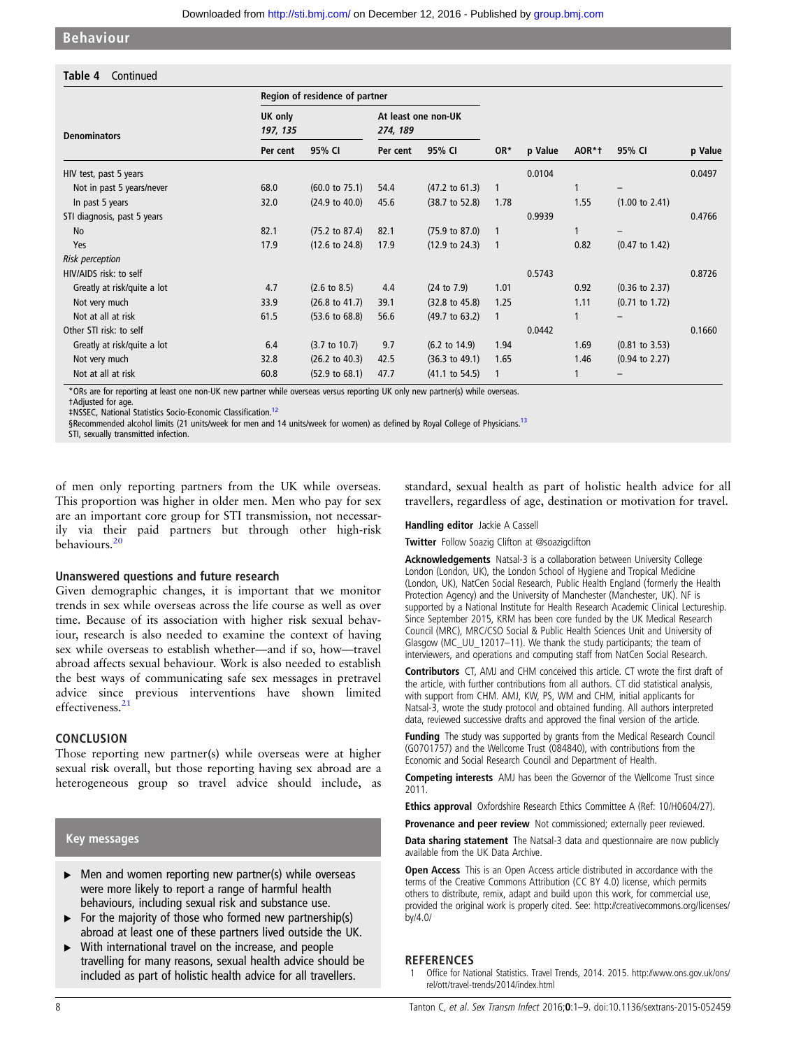**Table 4** Continued

| Denominators | Region of residence of partner | | | | | | | | |
|---|---|---|---|---|---|---|---|---|---|
| | UK only 197, 135 | | At least one non-UK 274, 189 | | | | | | |
| | Per cent | 95% CI | Per cent | 95% CI | OR* | p Value | AOR*† | 95% CI | p Value |
| HIV test, past 5 years | | | | | | 0.0104 | | | 0.0497 |
| Not in past 5 years/never | 68.0 | (60.0 to 75.1) | 54.4 | (47.2 to 61.3) | 1 | | 1 | – | |
| In past 5 years | 32.0 | (24.9 to 40.0) | 45.6 | (38.7 to 52.8) | 1.78 | | 1.55 | (1.00 to 2.41) | |
| STI diagnosis, past 5 years | | | | | | 0.9939 | | | 0.4766 |
| No | 82.1 | (75.2 to 87.4) | 82.1 | (75.9 to 87.0) | 1 | | 1 | – | |
| Yes | 17.9 | (12.6 to 24.8) | 17.9 | (12.9 to 24.3) | 1 | | 0.82 | (0.47 to 1.42) | |
| *Risk perception* | | | | | | | | | |
| HIV/AIDS risk: to self | | | | | | 0.5743 | | | 0.8726 |
| Greatly at risk/quite a lot | 4.7 | (2.6 to 8.5) | 4.4 | (24 to 7.9) | 1.01 | | 0.92 | (0.36 to 2.37) | |
| Not very much | 33.9 | (26.8 to 41.7) | 39.1 | (32.8 to 45.8) | 1.25 | | 1.11 | (0.71 to 1.72) | |
| Not at all at risk | 61.5 | (53.6 to 68.8) | 56.6 | (49.7 to 63.2) | 1 | | 1 | – | |
| Other STI risk: to self | | | | | | 0.0442 | | | 0.1660 |
| Greatly at risk/quite a lot | 6.4 | (3.7 to 10.7) | 9.7 | (6.2 to 14.9) | 1.94 | | 1.69 | (0.81 to 3.53) | |
| Not very much | 32.8 | (26.2 to 40.3) | 42.5 | (36.3 to 49.1) | 1.65 | | 1.46 | (0.94 to 2.27) | |
| Not at all at risk | 60.8 | (52.9 to 68.1) | 47.7 | (41.1 to 54.5) | 1 | | 1 | – | |

*ORs are for reporting at least one non-UK new partner while overseas versus reporting UK only new partner(s) while overseas.
†Adjusted for age.
‡NSSEC, National Statistics Socio-Economic Classification.[12]
§Recommended alcohol limits (21 units/week for men and 14 units/week for women) as defined by Royal College of Physicians.[13]
STI, sexually transmitted infection.

of men only reporting partners from the UK while overseas. This proportion was higher in older men. Men who pay for sex are an important core group for STI transmission, not necessarily via their paid partners but through other high-risk behaviours.[20]

### Unanswered questions and future research

Given demographic changes, it is important that we monitor trends in sex while overseas across the life course as well as over time. Because of its association with higher risk sexual behaviour, research is also needed to examine the context of having sex while overseas to establish whether—and if so, how—travel abroad affects sexual behaviour. Work is also needed to establish the best ways of communicating safe sex messages in pretravel advice since previous interventions have shown limited effectiveness.[21]

## CONCLUSION

Those reporting new partner(s) while overseas were at higher sexual risk overall, but those reporting having sex abroad are a heterogeneous group so travel advice should include, as standard, sexual health as part of holistic health advice for all travellers, regardless of age, destination or motivation for travel.

### Key messages

- Men and women reporting new partner(s) while overseas were more likely to report a range of harmful health behaviours, including sexual risk and substance use.
- For the majority of those who formed new partnership(s) abroad at least one of these partners lived outside the UK.
- With international travel on the increase, and people travelling for many reasons, sexual health advice should be included as part of holistic health advice for all travellers.

**Handling editor** Jackie A Cassell

**Twitter** Follow Soazig Clifton at @soazigclifton

**Acknowledgements** Natsal-3 is a collaboration between University College London (London, UK), the London School of Hygiene and Tropical Medicine (London, UK), NatCen Social Research, Public Health England (formerly the Health Protection Agency) and the University of Manchester (Manchester, UK). NF is supported by a National Institute for Health Research Academic Clinical Lectureship. Since September 2015, KRM has been core funded by the UK Medical Research Council (MRC), MRC/CSO Social & Public Health Sciences Unit and University of Glasgow (MC_UU_12017–11). We thank the study participants; the team of interviewers, and operations and computing staff from NatCen Social Research.

**Contributors** CT, AMJ and CHM conceived this article. CT wrote the first draft of the article, with further contributions from all authors. CT did statistical analysis, with support from CHM. AMJ, KW, PS, WM and CHM, initial applicants for Natsal-3, wrote the study protocol and obtained funding. All authors interpreted data, reviewed successive drafts and approved the final version of the article.

**Funding** The study was supported by grants from the Medical Research Council (G0701757) and the Wellcome Trust (084840), with contributions from the Economic and Social Research Council and Department of Health.

**Competing interests** AMJ has been the Governor of the Wellcome Trust since 2011.

**Ethics approval** Oxfordshire Research Ethics Committee A (Ref: 10/H0604/27).

**Provenance and peer review** Not commissioned; externally peer reviewed.

**Data sharing statement** The Natsal-3 data and questionnaire are now publicly available from the UK Data Archive.

**Open Access** This is an Open Access article distributed in accordance with the terms of the Creative Commons Attribution (CC BY 4.0) license, which permits others to distribute, remix, adapt and build upon this work, for commercial use, provided the original work is properly cited. See: http://creativecommons.org/licenses/by/4.0/

## REFERENCES

1. Office for National Statistics. Travel Trends, 2014. 2015. http://www.ons.gov.uk/ons/rel/ott/travel-trends/2014/index.html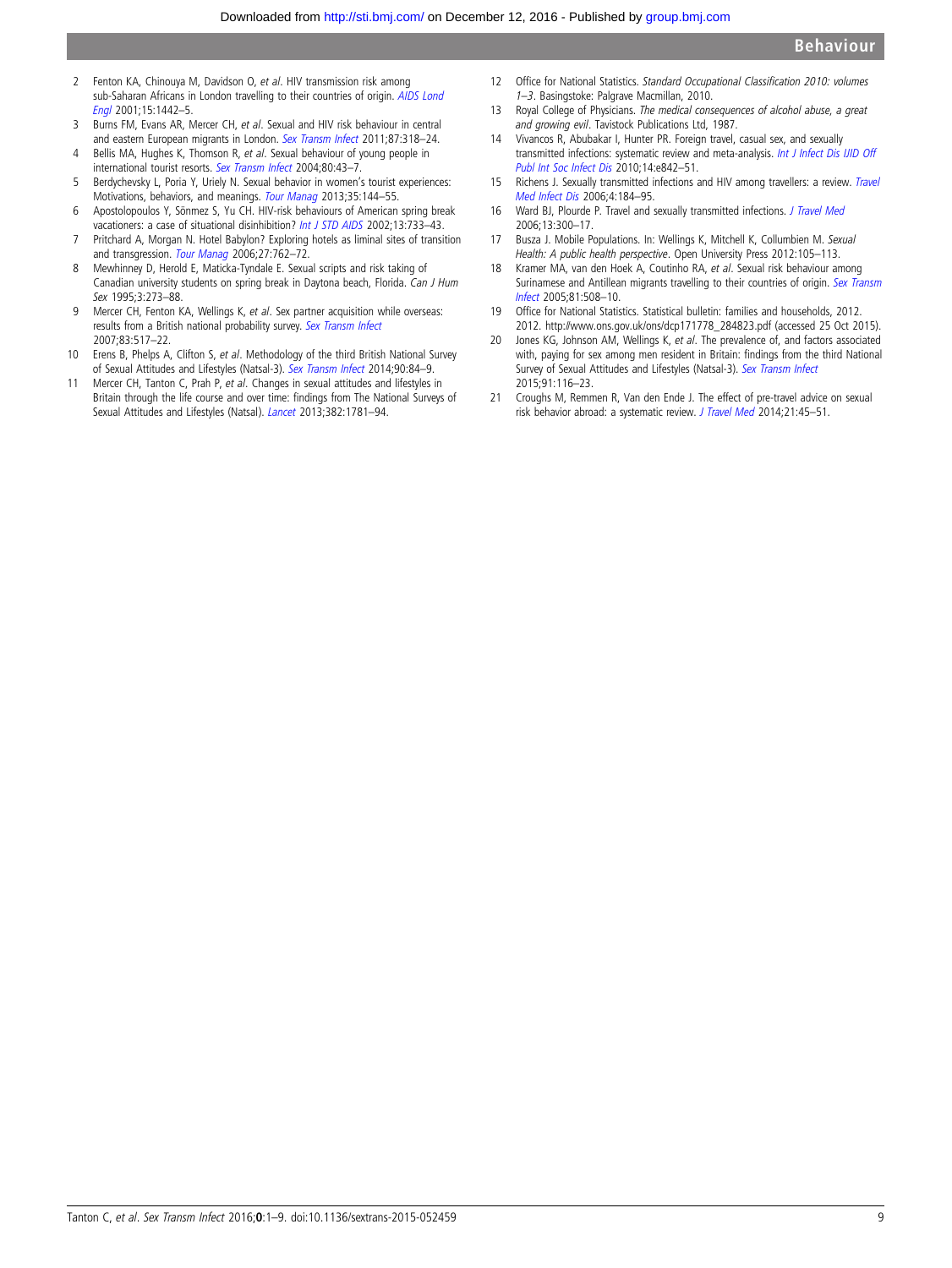2. Fenton KA, Chinouya M, Davidson O, *et al*. HIV transmission risk among sub-Saharan Africans in London travelling to their countries of origin. *AIDS Lond Engl* 2001;15:1442–5.
3. Burns FM, Evans AR, Mercer CH, *et al*. Sexual and HIV risk behaviour in central and eastern European migrants in London. *Sex Transm Infect* 2011;87:318–24.
4. Bellis MA, Hughes K, Thomson R, *et al*. Sexual behaviour of young people in international tourist resorts. *Sex Transm Infect* 2004;80:43–7.
5. Berdychevsky L, Poria Y, Uriely N. Sexual behavior in women's tourist experiences: Motivations, behaviors, and meanings. *Tour Manag* 2013;35:144–55.
6. Apostolopoulos Y, Sönmez S, Yu CH. HIV-risk behaviours of American spring break vacationers: a case of situational disinhibition? *Int J STD AIDS* 2002;13:733–43.
7. Pritchard A, Morgan N. Hotel Babylon? Exploring hotels as liminal sites of transition and transgression. *Tour Manag* 2006;27:762–72.
8. Mewhinney D, Herold E, Maticka-Tyndale E. Sexual scripts and risk taking of Canadian university students on spring break in Daytona beach, Florida. *Can J Hum Sex* 1995;3:273–88.
9. Mercer CH, Fenton KA, Wellings K, *et al*. Sex partner acquisition while overseas: results from a British national probability survey. *Sex Transm Infect* 2007;83:517–22.
10. Erens B, Phelps A, Clifton S, *et al*. Methodology of the third British National Survey of Sexual Attitudes and Lifestyles (Natsal-3). *Sex Transm Infect* 2014;90:84–9.
11. Mercer CH, Tanton C, Prah P, *et al*. Changes in sexual attitudes and lifestyles in Britain through the life course and over time: findings from The National Surveys of Sexual Attitudes and Lifestyles (Natsal). *Lancet* 2013;382:1781–94.
12. Office for National Statistics. *Standard Occupational Classification 2010: volumes 1–3*. Basingstoke: Palgrave Macmillan, 2010.
13. Royal College of Physicians. *The medical consequences of alcohol abuse, a great and growing evil*. Tavistock Publications Ltd, 1987.
14. Vivancos R, Abubakar I, Hunter PR. Foreign travel, casual sex, and sexually transmitted infections: systematic review and meta-analysis. *Int J Infect Dis IJID Off Publ Int Soc Infect Dis* 2010;14:e842–51.
15. Richens J. Sexually transmitted infections and HIV among travellers: a review. *Travel Med Infect Dis* 2006;4:184–95.
16. Ward BJ, Plourde P. Travel and sexually transmitted infections. *J Travel Med* 2006;13:300–17.
17. Busza J. Mobile Populations. In: Wellings K, Mitchell K, Collumbien M. *Sexual Health: A public health perspective*. Open University Press 2012:105–113.
18. Kramer MA, van den Hoek A, Coutinho RA, *et al*. Sexual risk behaviour among Surinamese and Antillean migrants travelling to their countries of origin. *Sex Transm Infect* 2005;81:508–10.
19. Office for National Statistics. Statistical bulletin: families and households, 2012. 2012. http://www.ons.gov.uk/ons/dcp171778_284823.pdf (accessed 25 Oct 2015).
20. Jones KG, Johnson AM, Wellings K, *et al*. The prevalence of, and factors associated with, paying for sex among men resident in Britain: findings from the third National Survey of Sexual Attitudes and Lifestyles (Natsal-3). *Sex Transm Infect* 2015;91:116–23.
21. Croughs M, Remmen R, Van den Ende J. The effect of pre-travel advice on sexual risk behavior abroad: a systematic review. *J Travel Med* 2014;21:45–51.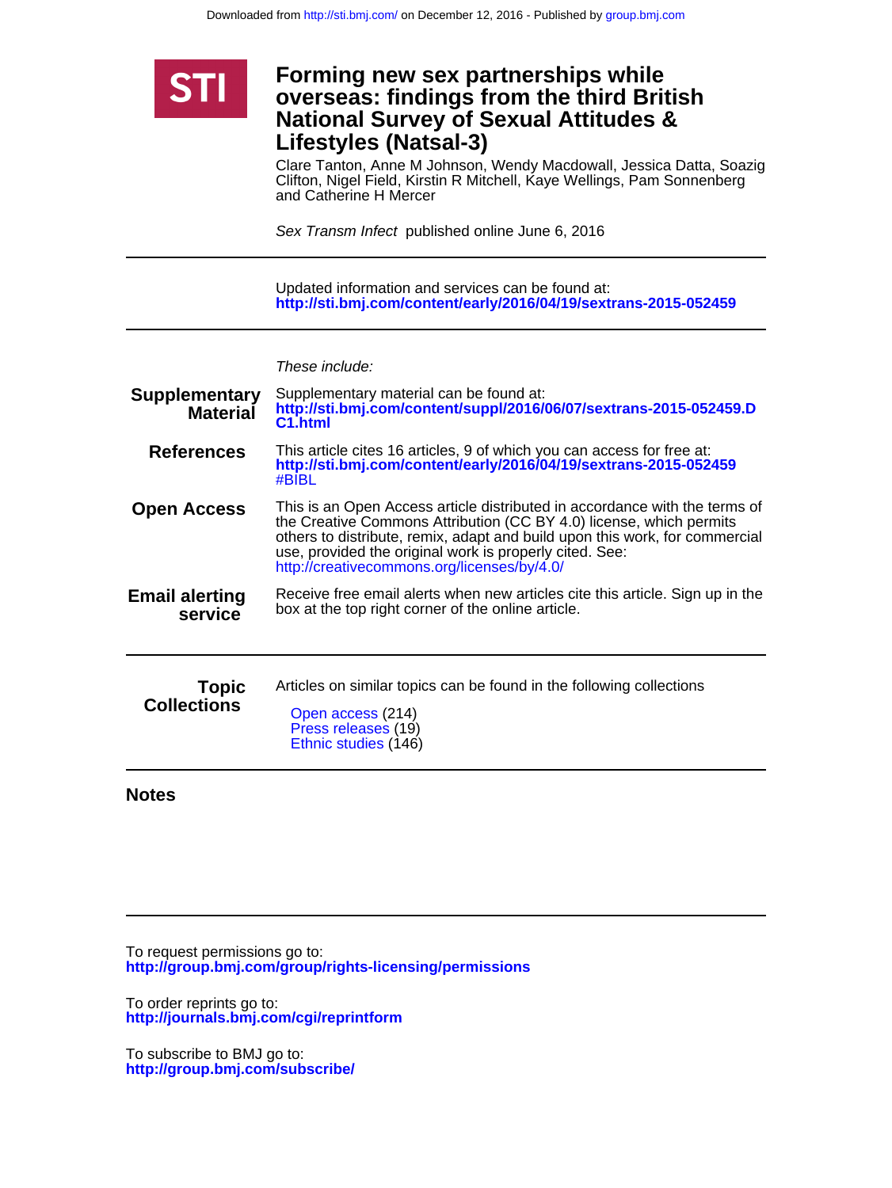Downloaded from http://sti.bmj.com/ on December 12, 2016 - Published by group.bmj.com

STI

# Forming new sex partnerships while overseas: findings from the third British National Survey of Sexual Attitudes & Lifestyles (Natsal-3)

Clare Tanton, Anne M Johnson, Wendy Macdowall, Jessica Datta, Soazig Clifton, Nigel Field, Kirstin R Mitchell, Kaye Wellings, Pam Sonnenberg and Catherine H Mercer

*Sex Transm Infect* published online June 6, 2016

Updated information and services can be found at:
**http://sti.bmj.com/content/early/2016/04/19/sextrans-2015-052459**

*These include:*

**Supplementary Material**
Supplementary material can be found at:
**http://sti.bmj.com/content/suppl/2016/06/07/sextrans-2015-052459.DC1.html**

**References**
This article cites 16 articles, 9 of which you can access for free at:
**http://sti.bmj.com/content/early/2016/04/19/sextrans-2015-052459#BIBL**

**Open Access**
This is an Open Access article distributed in accordance with the terms of the Creative Commons Attribution (CC BY 4.0) license, which permits others to distribute, remix, adapt and build upon this work, for commercial use, provided the original work is properly cited. See: http://creativecommons.org/licenses/by/4.0/

**Email alerting service**
Receive free email alerts when new articles cite this article. Sign up in the box at the top right corner of the online article.

**Topic Collections**
Articles on similar topics can be found in the following collections

- Open access (214)
- Press releases (19)
- Ethnic studies (146)

## Notes

To request permissions go to:
**http://group.bmj.com/group/rights-licensing/permissions**

To order reprints go to:
**http://journals.bmj.com/cgi/reprintform**

To subscribe to BMJ go to:
**http://group.bmj.com/subscribe/**